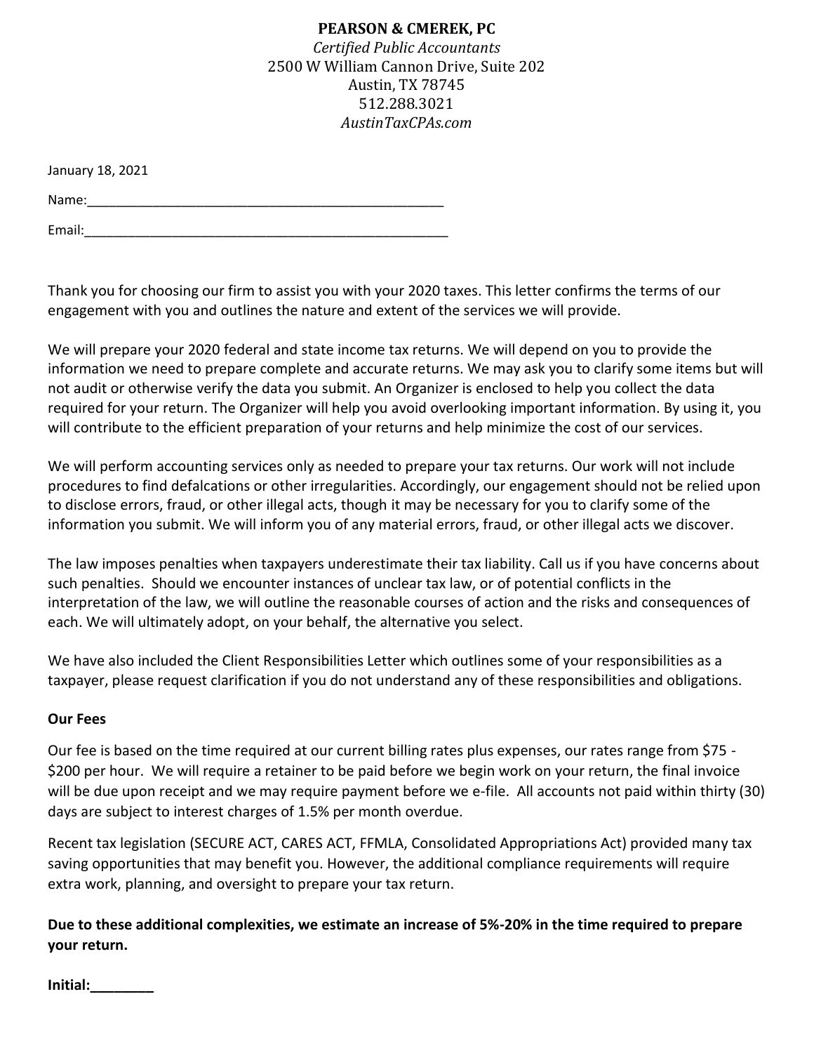**PEARSON & CMEREK, PC**

*Certified Public Accountants*

2500 W William Cannon Drive, Suite 202

Austin, TX 78745

512.288.3021

*AustinTaxCPAs.com*

January 18, 2021

Name:\_\_\_\_\_\_\_\_\_\_\_\_\_\_\_\_\_\_\_\_\_\_\_\_\_\_\_\_\_\_\_\_\_\_\_\_\_\_\_\_\_\_\_\_\_\_\_\_\_\_

Email:\_\_\_\_\_\_\_\_\_\_\_\_\_\_\_\_\_\_\_\_\_\_\_\_\_\_\_\_\_\_\_\_\_\_\_\_\_\_\_\_\_\_\_\_\_\_\_\_\_\_\_

Thank you for choosing our firm to assist you with your 2020 taxes. This letter confirms the terms of our engagement with you and outlines the nature and extent of the services we will provide.

We will prepare your 2020 federal and state income tax returns. We will depend on you to provide the information we need to prepare complete and accurate returns. We may ask you to clarify some items but will not audit or otherwise verify the data you submit. An Organizer is enclosed to help you collect the data required for your return. The Organizer will help you avoid overlooking important information. By using it, you will contribute to the efficient preparation of your returns and help minimize the cost of our services.

We will perform accounting services only as needed to prepare your tax returns. Our work will not include procedures to find defalcations or other irregularities. Accordingly, our engagement should not be relied upon to disclose errors, fraud, or other illegal acts, though it may be necessary for you to clarify some of the information you submit. We will inform you of any material errors, fraud, or other illegal acts we discover.

The law imposes penalties when taxpayers underestimate their tax liability. Call us if you have concerns about such penalties. Should we encounter instances of unclear tax law, or of potential conflicts in the interpretation of the law, we will outline the reasonable courses of action and the risks and consequences of each. We will ultimately adopt, on your behalf, the alternative you select.

We have also included the Client Responsibilities Letter which outlines some of your responsibilities as a taxpayer, please request clarification if you do not understand any of these responsibilities and obligations.

**Our Fees**

Our fee is based on the time required at our current billing rates plus expenses, our rates range from $75 - $200 per hour. We will require a retainer to be paid before we begin work on your return, the final invoice will be due upon receipt and we may require payment before we e-file. All accounts not paid within thirty (30) days are subject to interest charges of 1.5% per month overdue.

Recent tax legislation (SECURE ACT, CARES ACT, FFMLA, Consolidated Appropriations Act) provided many tax saving opportunities that may benefit you. However, the additional compliance requirements will require extra work, planning, and oversight to prepare your tax return.

**Due to these additional complexities, we estimate an increase of 5%-20% in the time required to prepare your return.**

**Initial:\_\_\_\_\_\_\_\_**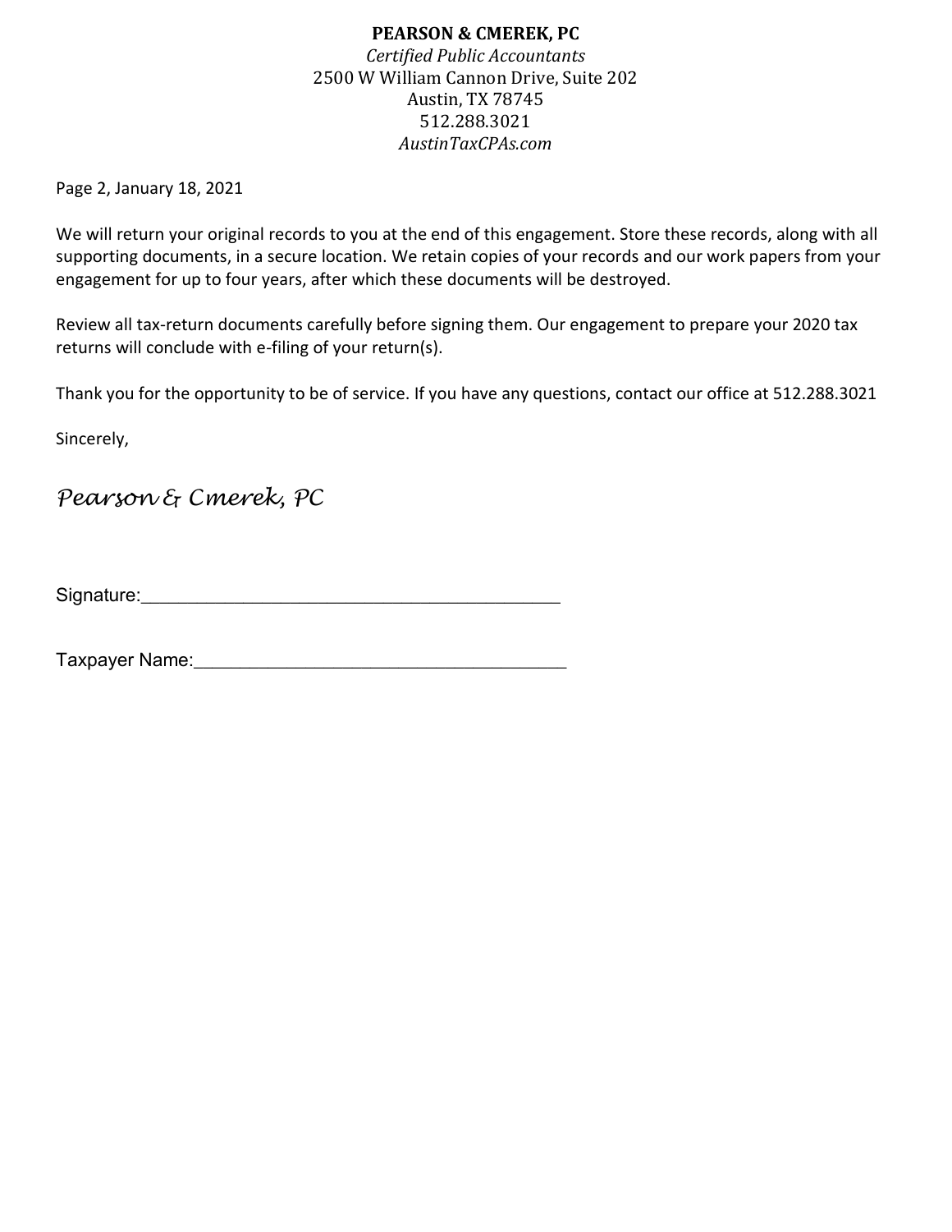**PEARSON & CMEREK, PC**
*Certified Public Accountants*
2500 W William Cannon Drive, Suite 202
Austin, TX 78745
512.288.3021
*AustinTaxCPAs.com*

Page 2, January 18, 2021

We will return your original records to you at the end of this engagement. Store these records, along with all supporting documents, in a secure location. We retain copies of your records and our work papers from your engagement for up to four years, after which these documents will be destroyed.

Review all tax-return documents carefully before signing them. Our engagement to prepare your 2020 tax returns will conclude with e-filing of your return(s).

Thank you for the opportunity to be of service. If you have any questions, contact our office at 512.288.3021

Sincerely,

*Pearson & Cmerek, PC*

Signature:_________________________________________

Taxpayer Name:_____________________________________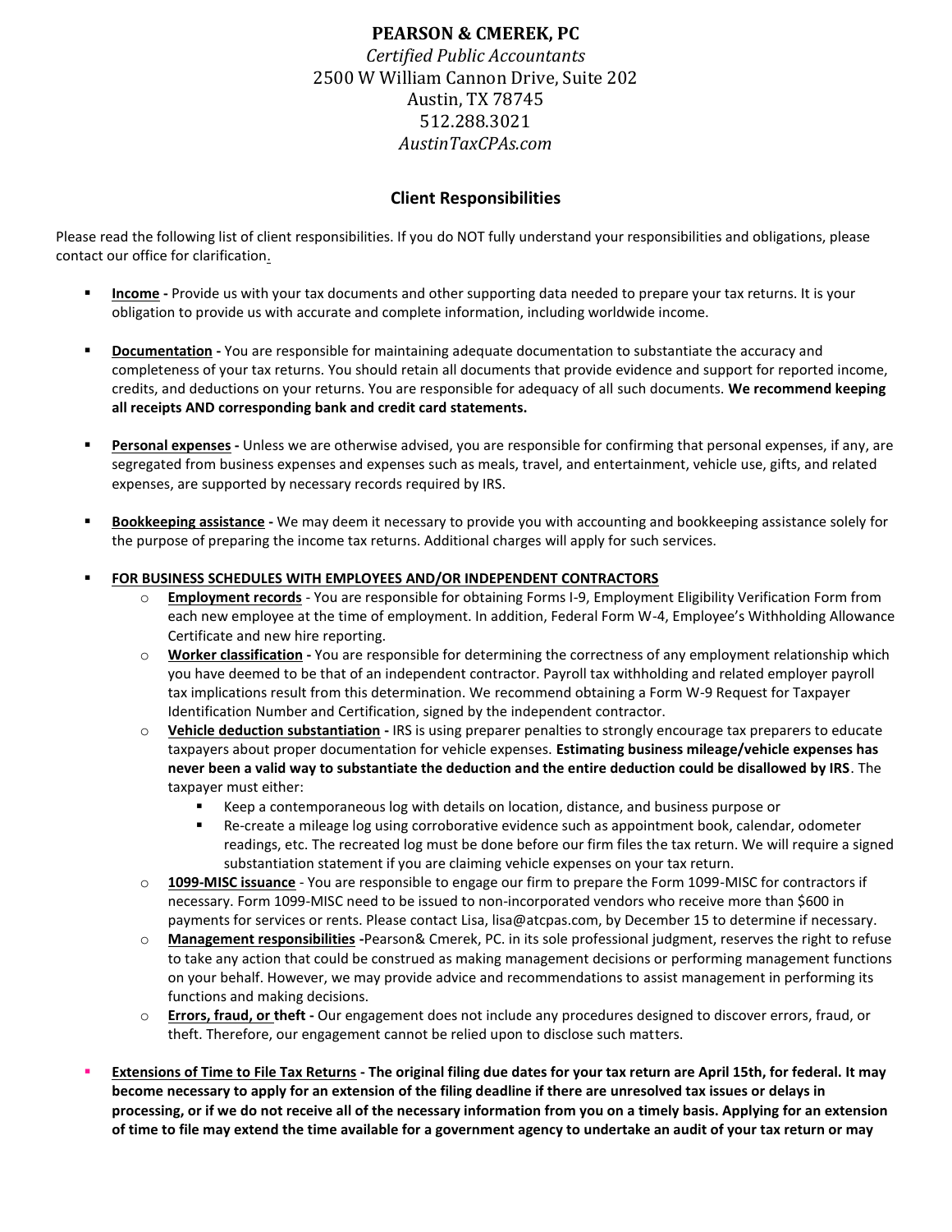# PEARSON & CMEREK, PC

*Certified Public Accountants*
2500 W William Cannon Drive, Suite 202
Austin, TX 78745
512.288.3021
*AustinTaxCPAs.com*

## Client Responsibilities

Please read the following list of client responsibilities. If you do NOT fully understand your responsibilities and obligations, please contact our office for clarification.

- **Income -** Provide us with your tax documents and other supporting data needed to prepare your tax returns. It is your obligation to provide us with accurate and complete information, including worldwide income.
- **Documentation -** You are responsible for maintaining adequate documentation to substantiate the accuracy and completeness of your tax returns. You should retain all documents that provide evidence and support for reported income, credits, and deductions on your returns. You are responsible for adequacy of all such documents. **We recommend keeping all receipts AND corresponding bank and credit card statements.**
- **Personal expenses -** Unless we are otherwise advised, you are responsible for confirming that personal expenses, if any, are segregated from business expenses and expenses such as meals, travel, and entertainment, vehicle use, gifts, and related expenses, are supported by necessary records required by IRS.
- **Bookkeeping assistance -** We may deem it necessary to provide you with accounting and bookkeeping assistance solely for the purpose of preparing the income tax returns. Additional charges will apply for such services.
- **FOR BUSINESS SCHEDULES WITH EMPLOYEES AND/OR INDEPENDENT CONTRACTORS**
  - **Employment records** - You are responsible for obtaining Forms I-9, Employment Eligibility Verification Form from each new employee at the time of employment. In addition, Federal Form W-4, Employee's Withholding Allowance Certificate and new hire reporting.
  - **Worker classification -** You are responsible for determining the correctness of any employment relationship which you have deemed to be that of an independent contractor. Payroll tax withholding and related employer payroll tax implications result from this determination. We recommend obtaining a Form W-9 Request for Taxpayer Identification Number and Certification, signed by the independent contractor.
  - **Vehicle deduction substantiation -** IRS is using preparer penalties to strongly encourage tax preparers to educate taxpayers about proper documentation for vehicle expenses. **Estimating business mileage/vehicle expenses has never been a valid way to substantiate the deduction and the entire deduction could be disallowed by IRS**. The taxpayer must either:
    - Keep a contemporaneous log with details on location, distance, and business purpose or
    - Re-create a mileage log using corroborative evidence such as appointment book, calendar, odometer readings, etc. The recreated log must be done before our firm files the tax return. We will require a signed substantiation statement if you are claiming vehicle expenses on your tax return.
  - **1099-MISC issuance** - You are responsible to engage our firm to prepare the Form 1099-MISC for contractors if necessary. Form 1099-MISC need to be issued to non-incorporated vendors who receive more than $600 in payments for services or rents. Please contact Lisa, lisa@atcpas.com, by December 15 to determine if necessary.
  - **Management responsibilities -**Pearson& Cmerek, PC. in its sole professional judgment, reserves the right to refuse to take any action that could be construed as making management decisions or performing management functions on your behalf. However, we may provide advice and recommendations to assist management in performing its functions and making decisions.
  - **Errors, fraud, or theft -** Our engagement does not include any procedures designed to discover errors, fraud, or theft. Therefore, our engagement cannot be relied upon to disclose such matters.
- **Extensions of Time to File Tax Returns - The original filing due dates for your tax return are April 15th, for federal. It may become necessary to apply for an extension of the filing deadline if there are unresolved tax issues or delays in processing, or if we do not receive all of the necessary information from you on a timely basis. Applying for an extension of time to file may extend the time available for a government agency to undertake an audit of your tax return or may**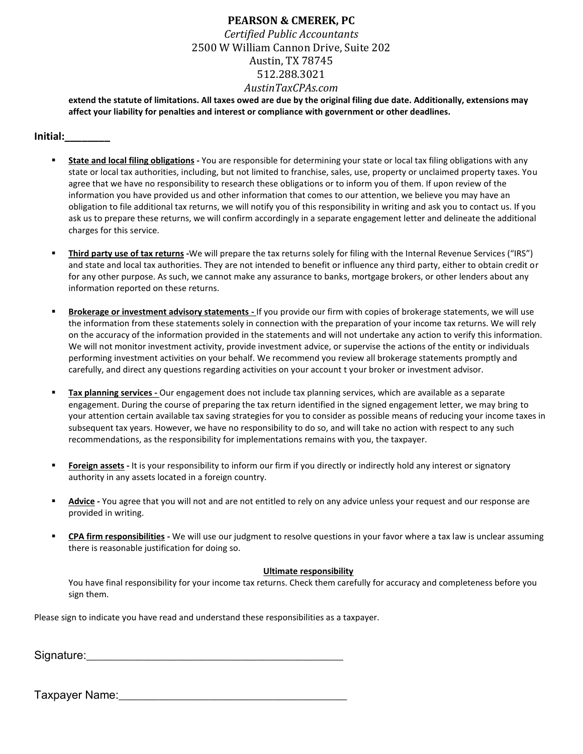**extend the statute of limitations. All taxes owed are due by the original filing due date. Additionally, extensions may affect your liability for penalties and interest or compliance with government or other deadlines.**

**Initial:________**

- **State and local filing obligations -** You are responsible for determining your state or local tax filing obligations with any state or local tax authorities, including, but not limited to franchise, sales, use, property or unclaimed property taxes. You agree that we have no responsibility to research these obligations or to inform you of them. If upon review of the information you have provided us and other information that comes to our attention, we believe you may have an obligation to file additional tax returns, we will notify you of this responsibility in writing and ask you to contact us. If you ask us to prepare these returns, we will confirm accordingly in a separate engagement letter and delineate the additional charges for this service.

- **Third party use of tax returns -**We will prepare the tax returns solely for filing with the Internal Revenue Services ("IRS") and state and local tax authorities. They are not intended to benefit or influence any third party, either to obtain credit or for any other purpose. As such, we cannot make any assurance to banks, mortgage brokers, or other lenders about any information reported on these returns.

- **Brokerage or investment advisory statements -** If you provide our firm with copies of brokerage statements, we will use the information from these statements solely in connection with the preparation of your income tax returns. We will rely on the accuracy of the information provided in the statements and will not undertake any action to verify this information. We will not monitor investment activity, provide investment advice, or supervise the actions of the entity or individuals performing investment activities on your behalf. We recommend you review all brokerage statements promptly and carefully, and direct any questions regarding activities on your account t your broker or investment advisor.

- **Tax planning services -** Our engagement does not include tax planning services, which are available as a separate engagement. During the course of preparing the tax return identified in the signed engagement letter, we may bring to your attention certain available tax saving strategies for you to consider as possible means of reducing your income taxes in subsequent tax years. However, we have no responsibility to do so, and will take no action with respect to any such recommendations, as the responsibility for implementations remains with you, the taxpayer.

- **Foreign assets -** It is your responsibility to inform our firm if you directly or indirectly hold any interest or signatory authority in any assets located in a foreign country.

- **Advice -** You agree that you will not and are not entitled to rely on any advice unless your request and our response are provided in writing.

- **CPA firm responsibilities -** We will use our judgment to resolve questions in your favor where a tax law is unclear assuming there is reasonable justification for doing so.

**Ultimate responsibility**

You have final responsibility for your income tax returns. Check them carefully for accuracy and completeness before you sign them.

Please sign to indicate you have read and understand these responsibilities as a taxpayer.

Signature:_____________________________________________

Taxpayer Name:_________________________________________